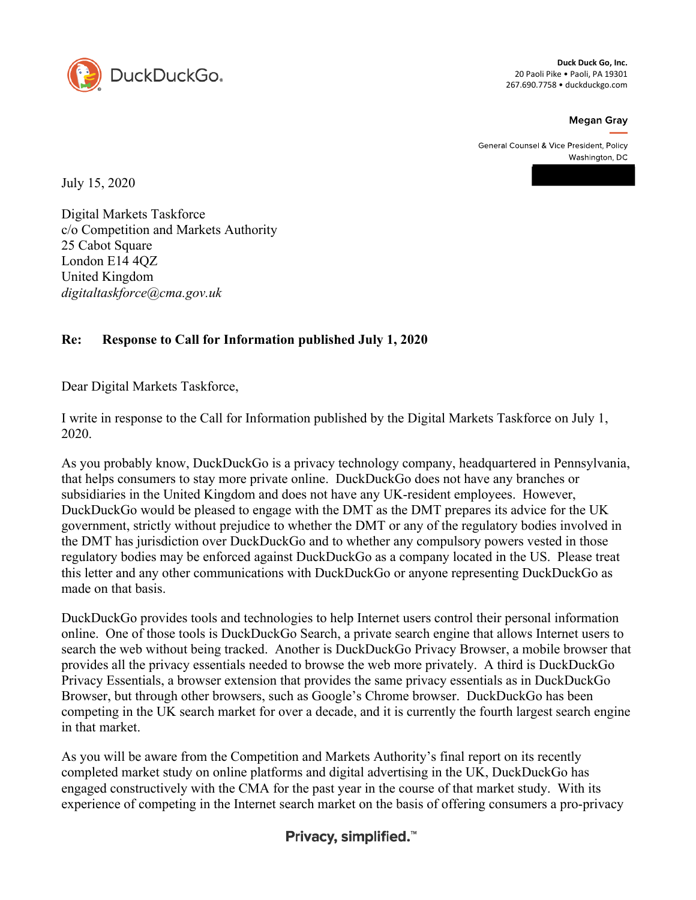DuckDuckGo

**Duck Duck Go, Inc.**
20 Paoli Pike • Paoli, PA 19301
267.690.7758 • duckduckgo.com

**Megan Gray**

General Counsel & Vice President, Policy
Washington, DC

July 15, 2020

Digital Markets Taskforce
c/o Competition and Markets Authority
25 Cabot Square
London E14 4QZ
United Kingdom
*digitaltaskforce@cma.gov.uk*

**Re: Response to Call for Information published July 1, 2020**

Dear Digital Markets Taskforce,

I write in response to the Call for Information published by the Digital Markets Taskforce on July 1, 2020.

As you probably know, DuckDuckGo is a privacy technology company, headquartered in Pennsylvania, that helps consumers to stay more private online. DuckDuckGo does not have any branches or subsidiaries in the United Kingdom and does not have any UK-resident employees. However, DuckDuckGo would be pleased to engage with the DMT as the DMT prepares its advice for the UK government, strictly without prejudice to whether the DMT or any of the regulatory bodies involved in the DMT has jurisdiction over DuckDuckGo and to whether any compulsory powers vested in those regulatory bodies may be enforced against DuckDuckGo as a company located in the US. Please treat this letter and any other communications with DuckDuckGo or anyone representing DuckDuckGo as made on that basis.

DuckDuckGo provides tools and technologies to help Internet users control their personal information online. One of those tools is DuckDuckGo Search, a private search engine that allows Internet users to search the web without being tracked. Another is DuckDuckGo Privacy Browser, a mobile browser that provides all the privacy essentials needed to browse the web more privately. A third is DuckDuckGo Privacy Essentials, a browser extension that provides the same privacy essentials as in DuckDuckGo Browser, but through other browsers, such as Google's Chrome browser. DuckDuckGo has been competing in the UK search market for over a decade, and it is currently the fourth largest search engine in that market.

As you will be aware from the Competition and Markets Authority's final report on its recently completed market study on online platforms and digital advertising in the UK, DuckDuckGo has engaged constructively with the CMA for the past year in the course of that market study. With its experience of competing in the Internet search market on the basis of offering consumers a pro-privacy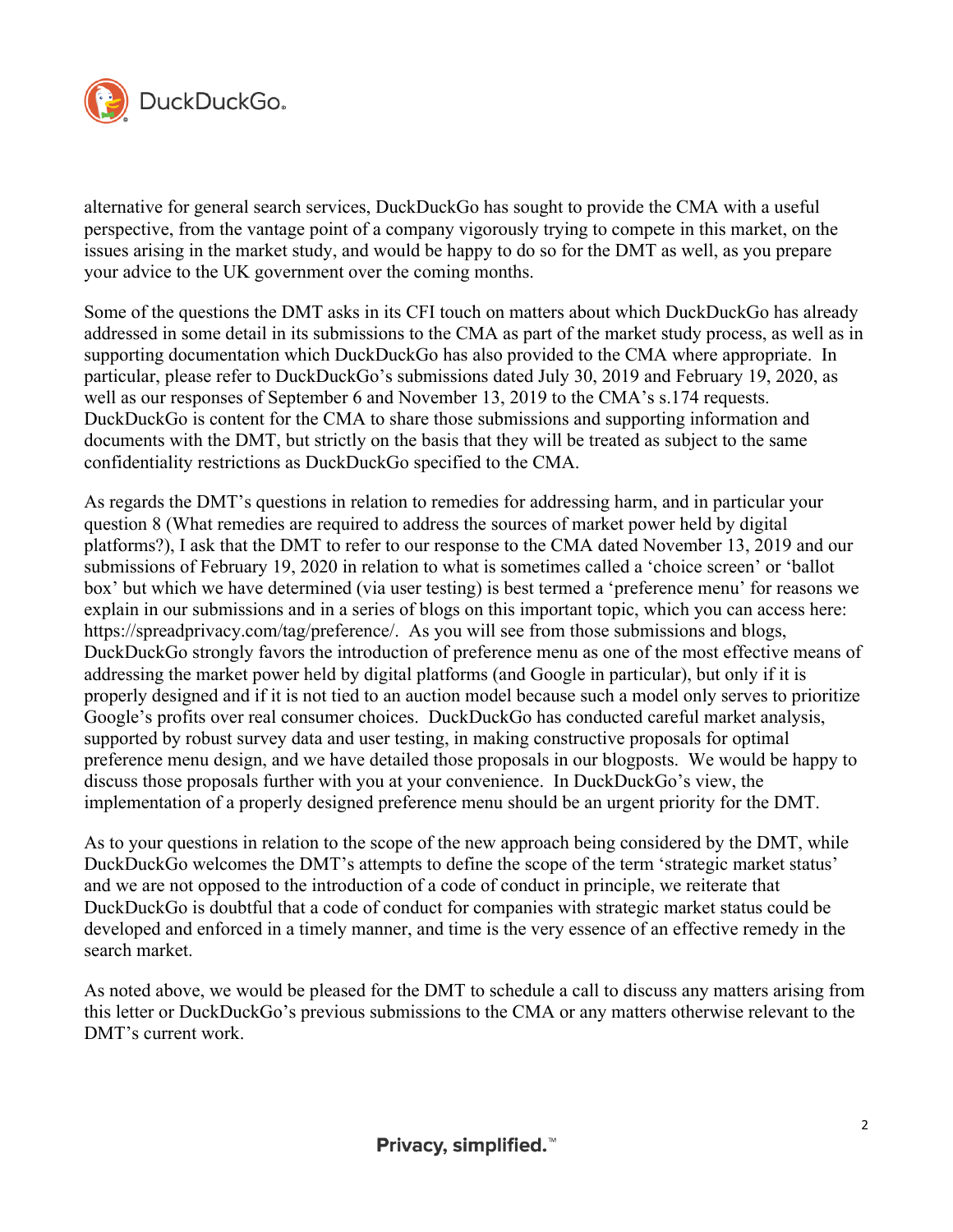alternative for general search services, DuckDuckGo has sought to provide the CMA with a useful perspective, from the vantage point of a company vigorously trying to compete in this market, on the issues arising in the market study, and would be happy to do so for the DMT as well, as you prepare your advice to the UK government over the coming months.

Some of the questions the DMT asks in its CFI touch on matters about which DuckDuckGo has already addressed in some detail in its submissions to the CMA as part of the market study process, as well as in supporting documentation which DuckDuckGo has also provided to the CMA where appropriate. In particular, please refer to DuckDuckGo's submissions dated July 30, 2019 and February 19, 2020, as well as our responses of September 6 and November 13, 2019 to the CMA's s.174 requests. DuckDuckGo is content for the CMA to share those submissions and supporting information and documents with the DMT, but strictly on the basis that they will be treated as subject to the same confidentiality restrictions as DuckDuckGo specified to the CMA.

As regards the DMT's questions in relation to remedies for addressing harm, and in particular your question 8 (What remedies are required to address the sources of market power held by digital platforms?), I ask that the DMT to refer to our response to the CMA dated November 13, 2019 and our submissions of February 19, 2020 in relation to what is sometimes called a 'choice screen' or 'ballot box' but which we have determined (via user testing) is best termed a 'preference menu' for reasons we explain in our submissions and in a series of blogs on this important topic, which you can access here: https://spreadprivacy.com/tag/preference/. As you will see from those submissions and blogs, DuckDuckGo strongly favors the introduction of preference menu as one of the most effective means of addressing the market power held by digital platforms (and Google in particular), but only if it is properly designed and if it is not tied to an auction model because such a model only serves to prioritize Google's profits over real consumer choices. DuckDuckGo has conducted careful market analysis, supported by robust survey data and user testing, in making constructive proposals for optimal preference menu design, and we have detailed those proposals in our blogposts. We would be happy to discuss those proposals further with you at your convenience. In DuckDuckGo's view, the implementation of a properly designed preference menu should be an urgent priority for the DMT.

As to your questions in relation to the scope of the new approach being considered by the DMT, while DuckDuckGo welcomes the DMT's attempts to define the scope of the term 'strategic market status' and we are not opposed to the introduction of a code of conduct in principle, we reiterate that DuckDuckGo is doubtful that a code of conduct for companies with strategic market status could be developed and enforced in a timely manner, and time is the very essence of an effective remedy in the search market.

As noted above, we would be pleased for the DMT to schedule a call to discuss any matters arising from this letter or DuckDuckGo's previous submissions to the CMA or any matters otherwise relevant to the DMT's current work.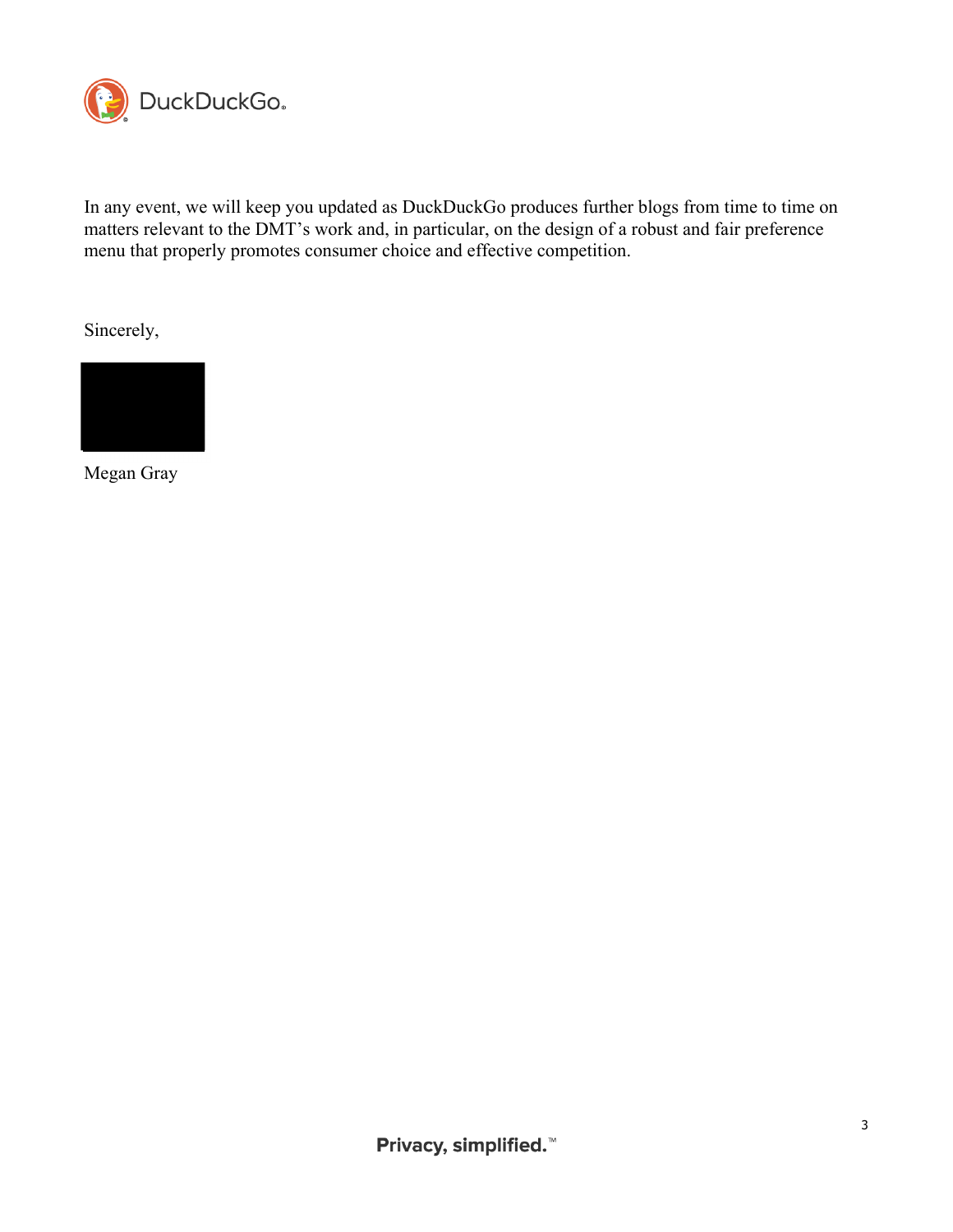In any event, we will keep you updated as DuckDuckGo produces further blogs from time to time on matters relevant to the DMT's work and, in particular, on the design of a robust and fair preference menu that properly promotes consumer choice and effective competition.

Sincerely,

Megan Gray